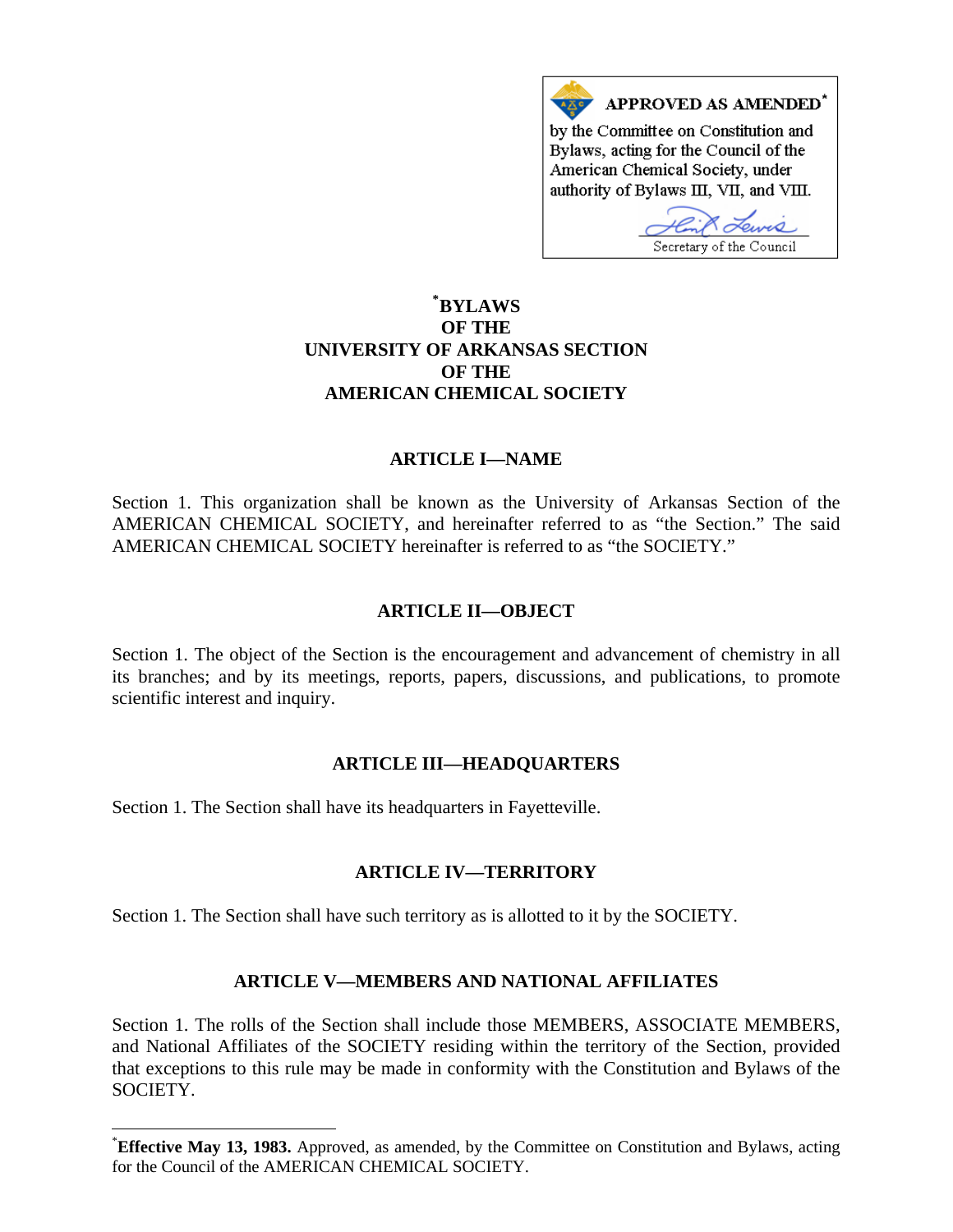**APPROVED AS AMENDED***

by the Committee on Constitution and Bylaws, acting for the Council of the American Chemical Society, under authority of Bylaws III, VII, and VIII.

Secretary of the Council

# *BYLAWS OF THE UNIVERSITY OF ARKANSAS SECTION OF THE AMERICAN CHEMICAL SOCIETY

## ARTICLE I—NAME

Section 1. This organization shall be known as the University of Arkansas Section of the AMERICAN CHEMICAL SOCIETY, and hereinafter referred to as "the Section." The said AMERICAN CHEMICAL SOCIETY hereinafter is referred to as "the SOCIETY."

## ARTICLE II—OBJECT

Section 1. The object of the Section is the encouragement and advancement of chemistry in all its branches; and by its meetings, reports, papers, discussions, and publications, to promote scientific interest and inquiry.

## ARTICLE III—HEADQUARTERS

Section 1. The Section shall have its headquarters in Fayetteville.

## ARTICLE IV—TERRITORY

Section 1. The Section shall have such territory as is allotted to it by the SOCIETY.

## ARTICLE V—MEMBERS AND NATIONAL AFFILIATES

Section 1. The rolls of the Section shall include those MEMBERS, ASSOCIATE MEMBERS, and National Affiliates of the SOCIETY residing within the territory of the Section, provided that exceptions to this rule may be made in conformity with the Constitution and Bylaws of the SOCIETY.

---

***Effective May 13, 1983.** Approved, as amended, by the Committee on Constitution and Bylaws, acting for the Council of the AMERICAN CHEMICAL SOCIETY.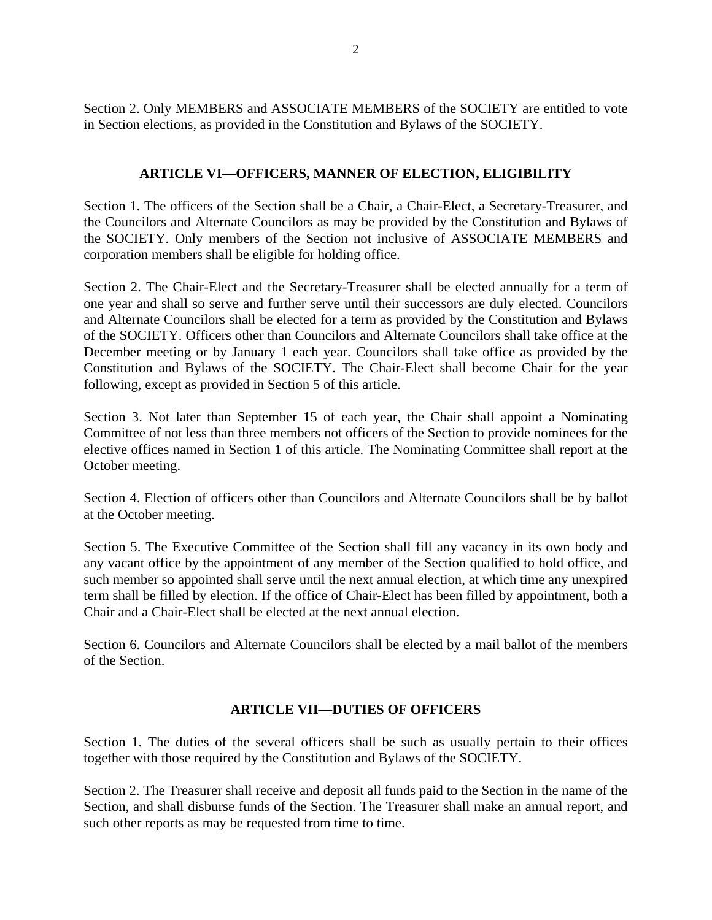Section 2. Only MEMBERS and ASSOCIATE MEMBERS of the SOCIETY are entitled to vote in Section elections, as provided in the Constitution and Bylaws of the SOCIETY.

## ARTICLE VI—OFFICERS, MANNER OF ELECTION, ELIGIBILITY

Section 1. The officers of the Section shall be a Chair, a Chair-Elect, a Secretary-Treasurer, and the Councilors and Alternate Councilors as may be provided by the Constitution and Bylaws of the SOCIETY. Only members of the Section not inclusive of ASSOCIATE MEMBERS and corporation members shall be eligible for holding office.

Section 2. The Chair-Elect and the Secretary-Treasurer shall be elected annually for a term of one year and shall so serve and further serve until their successors are duly elected. Councilors and Alternate Councilors shall be elected for a term as provided by the Constitution and Bylaws of the SOCIETY. Officers other than Councilors and Alternate Councilors shall take office at the December meeting or by January 1 each year. Councilors shall take office as provided by the Constitution and Bylaws of the SOCIETY. The Chair-Elect shall become Chair for the year following, except as provided in Section 5 of this article.

Section 3. Not later than September 15 of each year, the Chair shall appoint a Nominating Committee of not less than three members not officers of the Section to provide nominees for the elective offices named in Section 1 of this article. The Nominating Committee shall report at the October meeting.

Section 4. Election of officers other than Councilors and Alternate Councilors shall be by ballot at the October meeting.

Section 5. The Executive Committee of the Section shall fill any vacancy in its own body and any vacant office by the appointment of any member of the Section qualified to hold office, and such member so appointed shall serve until the next annual election, at which time any unexpired term shall be filled by election. If the office of Chair-Elect has been filled by appointment, both a Chair and a Chair-Elect shall be elected at the next annual election.

Section 6. Councilors and Alternate Councilors shall be elected by a mail ballot of the members of the Section.

## ARTICLE VII—DUTIES OF OFFICERS

Section 1. The duties of the several officers shall be such as usually pertain to their offices together with those required by the Constitution and Bylaws of the SOCIETY.

Section 2. The Treasurer shall receive and deposit all funds paid to the Section in the name of the Section, and shall disburse funds of the Section. The Treasurer shall make an annual report, and such other reports as may be requested from time to time.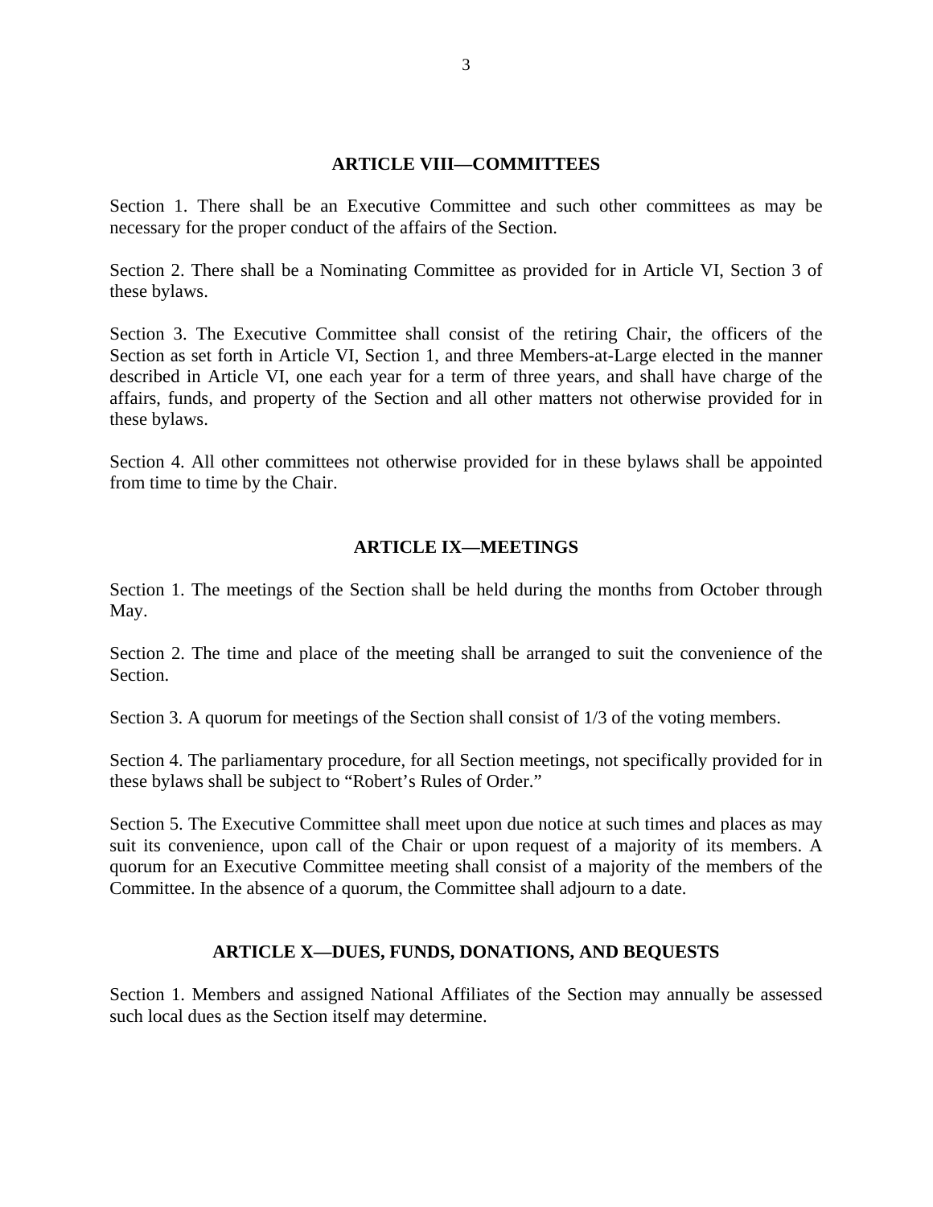## ARTICLE VIII—COMMITTEES

Section 1. There shall be an Executive Committee and such other committees as may be necessary for the proper conduct of the affairs of the Section.

Section 2. There shall be a Nominating Committee as provided for in Article VI, Section 3 of these bylaws.

Section 3. The Executive Committee shall consist of the retiring Chair, the officers of the Section as set forth in Article VI, Section 1, and three Members-at-Large elected in the manner described in Article VI, one each year for a term of three years, and shall have charge of the affairs, funds, and property of the Section and all other matters not otherwise provided for in these bylaws.

Section 4. All other committees not otherwise provided for in these bylaws shall be appointed from time to time by the Chair.

## ARTICLE IX—MEETINGS

Section 1. The meetings of the Section shall be held during the months from October through May.

Section 2. The time and place of the meeting shall be arranged to suit the convenience of the Section.

Section 3. A quorum for meetings of the Section shall consist of 1/3 of the voting members.

Section 4. The parliamentary procedure, for all Section meetings, not specifically provided for in these bylaws shall be subject to "Robert's Rules of Order."

Section 5. The Executive Committee shall meet upon due notice at such times and places as may suit its convenience, upon call of the Chair or upon request of a majority of its members. A quorum for an Executive Committee meeting shall consist of a majority of the members of the Committee. In the absence of a quorum, the Committee shall adjourn to a date.

## ARTICLE X—DUES, FUNDS, DONATIONS, AND BEQUESTS

Section 1. Members and assigned National Affiliates of the Section may annually be assessed such local dues as the Section itself may determine.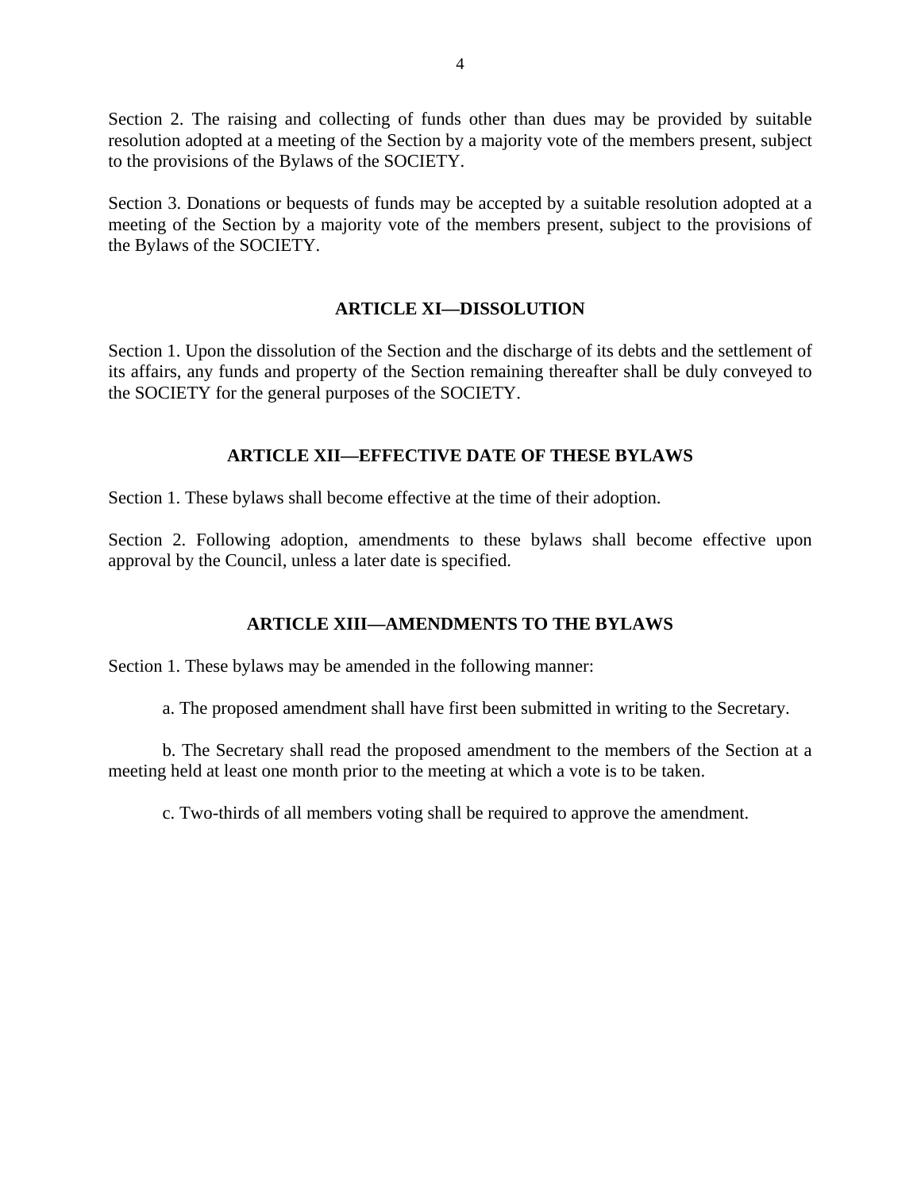Section 2. The raising and collecting of funds other than dues may be provided by suitable resolution adopted at a meeting of the Section by a majority vote of the members present, subject to the provisions of the Bylaws of the SOCIETY.

Section 3. Donations or bequests of funds may be accepted by a suitable resolution adopted at a meeting of the Section by a majority vote of the members present, subject to the provisions of the Bylaws of the SOCIETY.

## ARTICLE XI—DISSOLUTION

Section 1. Upon the dissolution of the Section and the discharge of its debts and the settlement of its affairs, any funds and property of the Section remaining thereafter shall be duly conveyed to the SOCIETY for the general purposes of the SOCIETY.

## ARTICLE XII—EFFECTIVE DATE OF THESE BYLAWS

Section 1. These bylaws shall become effective at the time of their adoption.

Section 2. Following adoption, amendments to these bylaws shall become effective upon approval by the Council, unless a later date is specified.

## ARTICLE XIII—AMENDMENTS TO THE BYLAWS

Section 1. These bylaws may be amended in the following manner:

a. The proposed amendment shall have first been submitted in writing to the Secretary.

b. The Secretary shall read the proposed amendment to the members of the Section at a meeting held at least one month prior to the meeting at which a vote is to be taken.

c. Two-thirds of all members voting shall be required to approve the amendment.